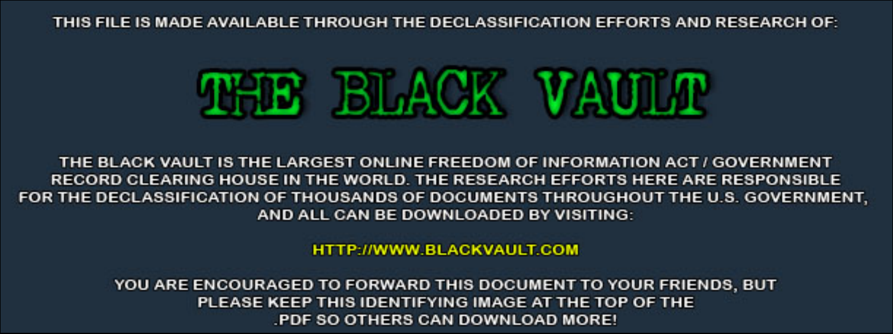THIS FILE IS MADE AVAILABLE THROUGH THE DECLASSIFICATION EFFORTS AND RESEARCH OF:

# THE BLACK VAULT

THE BLACK VAULT IS THE LARGEST ONLINE FREEDOM OF INFORMATION ACT / GOVERNMENT RECORD CLEARING HOUSE IN THE WORLD. THE RESEARCH EFFORTS HERE ARE RESPONSIBLE FOR THE DECLASSIFICATION OF THOUSANDS OF DOCUMENTS THROUGHOUT THE U.S. GOVERNMENT, AND ALL CAN BE DOWNLOADED BY VISITING:

HTTP://WWW.BLACKVAULT.COM

YOU ARE ENCOURAGED TO FORWARD THIS DOCUMENT TO YOUR FRIENDS, BUT PLEASE KEEP THIS IDENTIFYING IMAGE AT THE TOP OF THE .PDF SO OTHERS CAN DOWNLOAD MORE!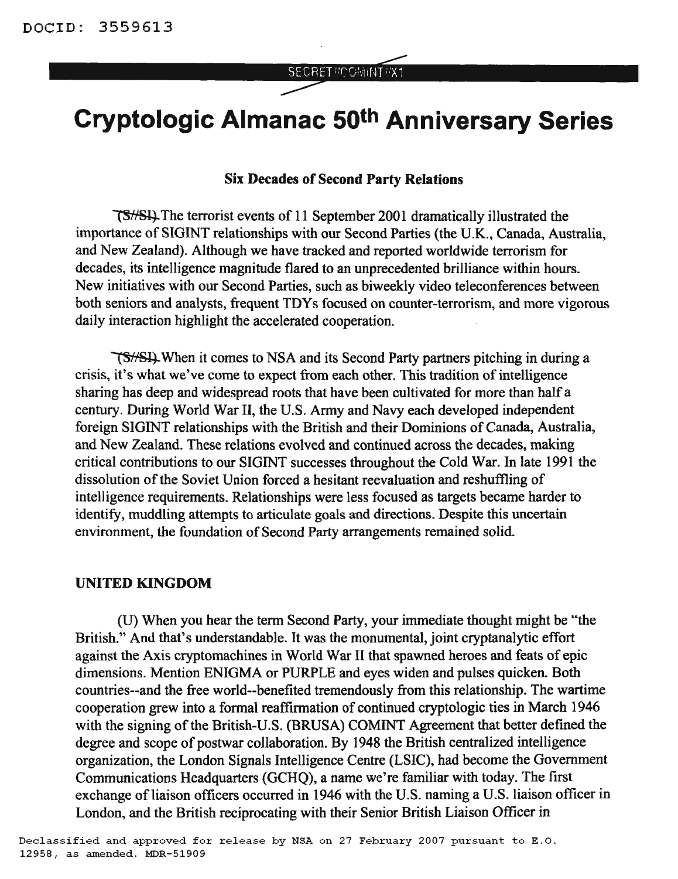DOCID: 3559613

SECRET//COMINT//X1

# Cryptologic Almanac 50th Anniversary Series

### Six Decades of Second Party Relations

~~(S//SI)~~ The terrorist events of 11 September 2001 dramatically illustrated the importance of SIGINT relationships with our Second Parties (the U.K., Canada, Australia, and New Zealand). Although we have tracked and reported worldwide terrorism for decades, its intelligence magnitude flared to an unprecedented brilliance within hours. New initiatives with our Second Parties, such as biweekly video teleconferences between both seniors and analysts, frequent TDYs focused on counter-terrorism, and more vigorous daily interaction highlight the accelerated cooperation.

~~(S//SI)~~ When it comes to NSA and its Second Party partners pitching in during a crisis, it's what we've come to expect from each other. This tradition of intelligence sharing has deep and widespread roots that have been cultivated for more than half a century. During World War II, the U.S. Army and Navy each developed independent foreign SIGINT relationships with the British and their Dominions of Canada, Australia, and New Zealand. These relations evolved and continued across the decades, making critical contributions to our SIGINT successes throughout the Cold War. In late 1991 the dissolution of the Soviet Union forced a hesitant reevaluation and reshuffling of intelligence requirements. Relationships were less focused as targets became harder to identify, muddling attempts to articulate goals and directions. Despite this uncertain environment, the foundation of Second Party arrangements remained solid.

### UNITED KINGDOM

(U) When you hear the term Second Party, your immediate thought might be "the British." And that's understandable. It was the monumental, joint cryptanalytic effort against the Axis cryptomachines in World War II that spawned heroes and feats of epic dimensions. Mention ENIGMA or PURPLE and eyes widen and pulses quicken. Both countries--and the free world--benefited tremendously from this relationship. The wartime cooperation grew into a formal reaffirmation of continued cryptologic ties in March 1946 with the signing of the British-U.S. (BRUSA) COMINT Agreement that better defined the degree and scope of postwar collaboration. By 1948 the British centralized intelligence organization, the London Signals Intelligence Centre (LSIC), had become the Government Communications Headquarters (GCHQ), a name we're familiar with today. The first exchange of liaison officers occurred in 1946 with the U.S. naming a U.S. liaison officer in London, and the British reciprocating with their Senior British Liaison Officer in

Declassified and approved for release by NSA on 27 February 2007 pursuant to E.O. 12958, as amended. MDR-51909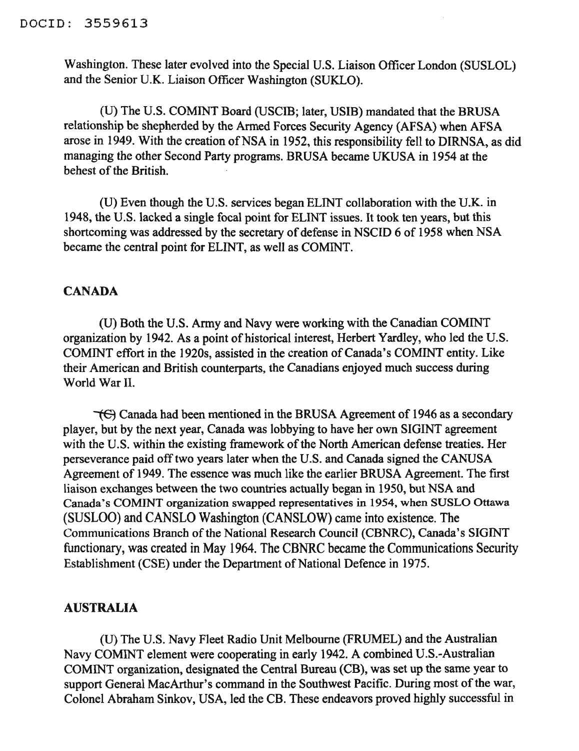Washington. These later evolved into the Special U.S. Liaison Officer London (SUSLOL) and the Senior U.K. Liaison Officer Washington (SUKLO).

(U) The U.S. COMINT Board (USCIB; later, USIB) mandated that the BRUSA relationship be shepherded by the Armed Forces Security Agency (AFSA) when AFSA arose in 1949. With the creation of NSA in 1952, this responsibility fell to DIRNSA, as did managing the other Second Party programs. BRUSA became UKUSA in 1954 at the behest of the British.

(U) Even though the U.S. services began ELINT collaboration with the U.K. in 1948, the U.S. lacked a single focal point for ELINT issues. It took ten years, but this shortcoming was addressed by the secretary of defense in NSCID 6 of 1958 when NSA became the central point for ELINT, as well as COMINT.

## CANADA

(U) Both the U.S. Army and Navy were working with the Canadian COMINT organization by 1942. As a point of historical interest, Herbert Yardley, who led the U.S. COMINT effort in the 1920s, assisted in the creation of Canada's COMINT entity. Like their American and British counterparts, the Canadians enjoyed much success during World War II.

~~(C)~~ Canada had been mentioned in the BRUSA Agreement of 1946 as a secondary player, but by the next year, Canada was lobbying to have her own SIGINT agreement with the U.S. within the existing framework of the North American defense treaties. Her perseverance paid off two years later when the U.S. and Canada signed the CANUSA Agreement of 1949. The essence was much like the earlier BRUSA Agreement. The first liaison exchanges between the two countries actually began in 1950, but NSA and Canada's COMINT organization swapped representatives in 1954, when SUSLO Ottawa (SUSLOO) and CANSLO Washington (CANSLOW) came into existence. The Communications Branch of the National Research Council (CBNRC), Canada's SIGINT functionary, was created in May 1964. The CBNRC became the Communications Security Establishment (CSE) under the Department of National Defence in 1975.

## AUSTRALIA

(U) The U.S. Navy Fleet Radio Unit Melbourne (FRUMEL) and the Australian Navy COMINT element were cooperating in early 1942. A combined U.S.-Australian COMINT organization, designated the Central Bureau (CB), was set up the same year to support General MacArthur's command in the Southwest Pacific. During most of the war, Colonel Abraham Sinkov, USA, led the CB. These endeavors proved highly successful in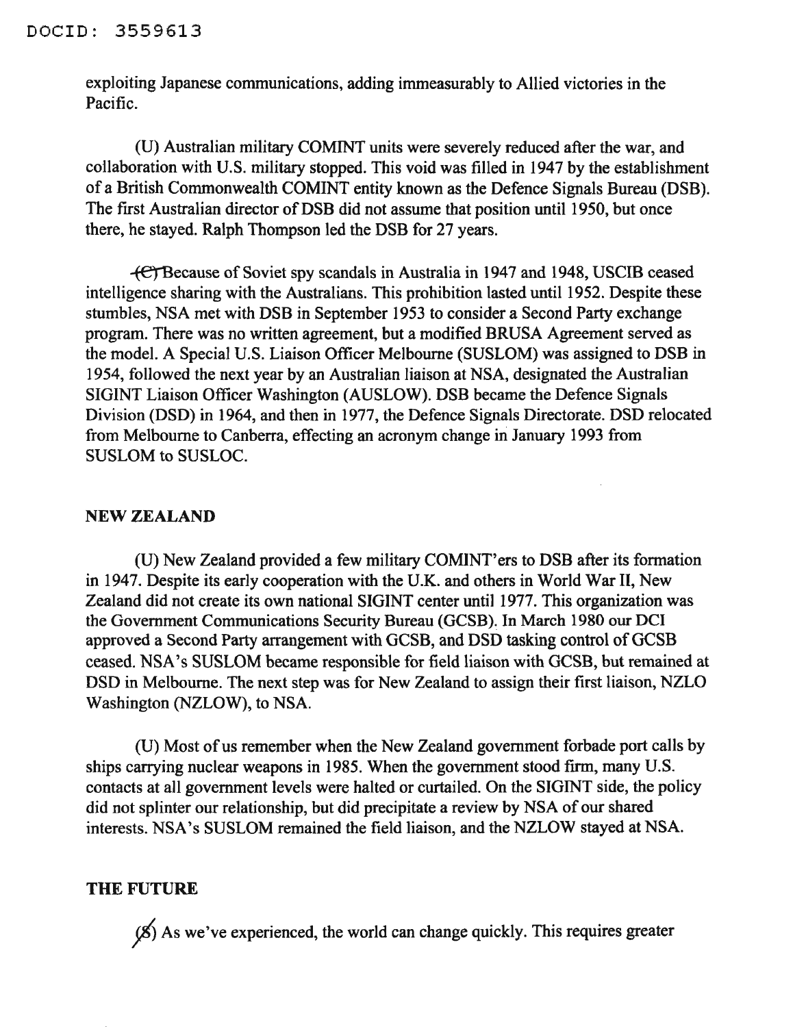exploiting Japanese communications, adding immeasurably to Allied victories in the Pacific.

(U) Australian military COMINT units were severely reduced after the war, and collaboration with U.S. military stopped. This void was filled in 1947 by the establishment of a British Commonwealth COMINT entity known as the Defence Signals Bureau (DSB). The first Australian director of DSB did not assume that position until 1950, but once there, he stayed. Ralph Thompson led the DSB for 27 years.

~~(C)~~ Because of Soviet spy scandals in Australia in 1947 and 1948, USCIB ceased intelligence sharing with the Australians. This prohibition lasted until 1952. Despite these stumbles, NSA met with DSB in September 1953 to consider a Second Party exchange program. There was no written agreement, but a modified BRUSA Agreement served as the model. A Special U.S. Liaison Officer Melbourne (SUSLOM) was assigned to DSB in 1954, followed the next year by an Australian liaison at NSA, designated the Australian SIGINT Liaison Officer Washington (AUSLOW). DSB became the Defence Signals Division (DSD) in 1964, and then in 1977, the Defence Signals Directorate. DSD relocated from Melbourne to Canberra, effecting an acronym change in January 1993 from SUSLOM to SUSLOC.

## NEW ZEALAND

(U) New Zealand provided a few military COMINT'ers to DSB after its formation in 1947. Despite its early cooperation with the U.K. and others in World War II, New Zealand did not create its own national SIGINT center until 1977. This organization was the Government Communications Security Bureau (GCSB). In March 1980 our DCI approved a Second Party arrangement with GCSB, and DSD tasking control of GCSB ceased. NSA's SUSLOM became responsible for field liaison with GCSB, but remained at DSD in Melbourne. The next step was for New Zealand to assign their first liaison, NZLO Washington (NZLOW), to NSA.

(U) Most of us remember when the New Zealand government forbade port calls by ships carrying nuclear weapons in 1985. When the government stood firm, many U.S. contacts at all government levels were halted or curtailed. On the SIGINT side, the policy did not splinter our relationship, but did precipitate a review by NSA of our shared interests. NSA's SUSLOM remained the field liaison, and the NZLOW stayed at NSA.

## THE FUTURE

~~(S)~~ As we've experienced, the world can change quickly. This requires greater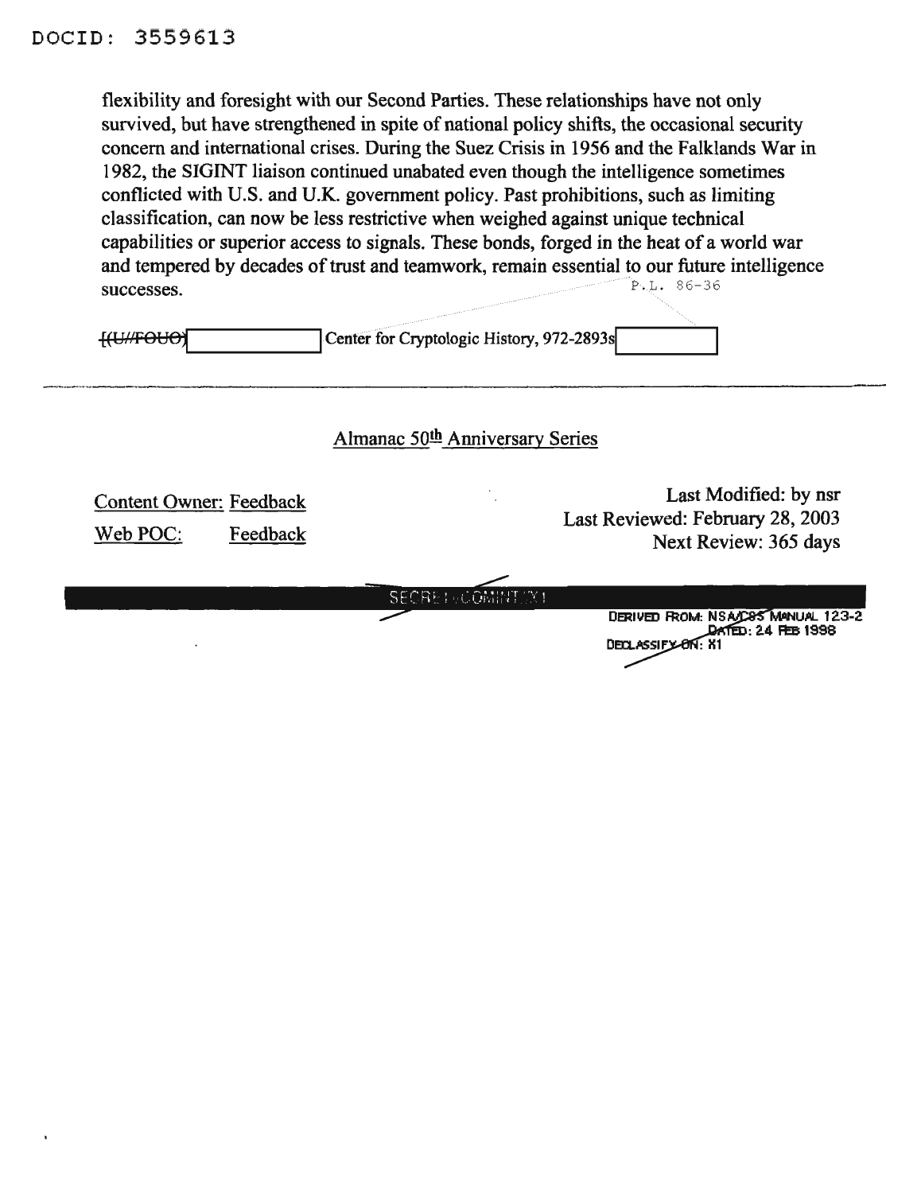flexibility and foresight with our Second Parties. These relationships have not only survived, but have strengthened in spite of national policy shifts, the occasional security concern and international crises. During the Suez Crisis in 1956 and the Falklands War in 1982, the SIGINT liaison continued unabated even though the intelligence sometimes conflicted with U.S. and U.K. government policy. Past prohibitions, such as limiting classification, can now be less restrictive when weighed against unique technical capabilities or superior access to signals. These bonds, forged in the heat of a world war and tempered by decades of trust and teamwork, remain essential to our future intelligence successes.

P.L. 86-36

~~[(U//FOUO)~~ [redacted] Center for Cryptologic History, 972-2893s [redacted]

---

Almanac 50th Anniversary Series

Content Owner: Feedback

Web POC: Feedback

Last Modified: by nsr

Last Reviewed: February 28, 2003

Next Review: 365 days

~~SECRET//COMINT//X1~~

~~DERIVED FROM: NSA/CSS MANUAL 123-2~~

~~DATED: 24 FEB 1998~~

~~DECLASSIFY ON: X1~~